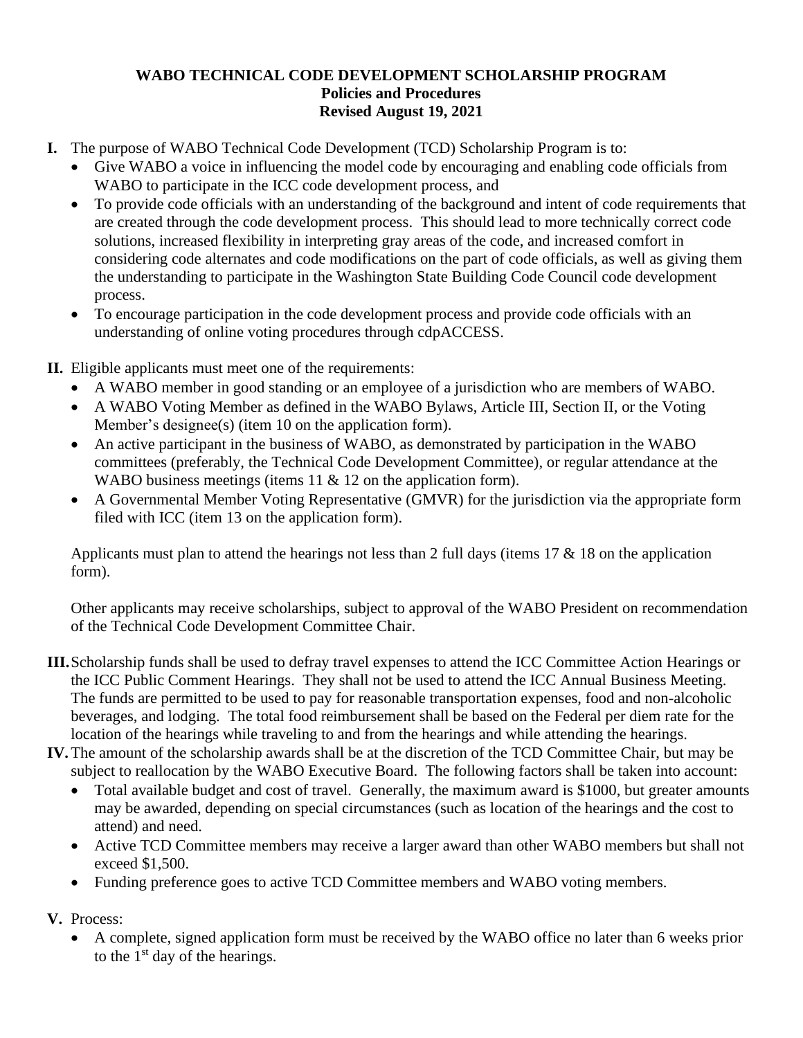# WABO TECHNICAL CODE DEVELOPMENT SCHOLARSHIP PROGRAM
## Policies and Procedures
### Revised August 19, 2021

**I.** The purpose of WABO Technical Code Development (TCD) Scholarship Program is to:

- Give WABO a voice in influencing the model code by encouraging and enabling code officials from WABO to participate in the ICC code development process, and
- To provide code officials with an understanding of the background and intent of code requirements that are created through the code development process. This should lead to more technically correct code solutions, increased flexibility in interpreting gray areas of the code, and increased comfort in considering code alternates and code modifications on the part of code officials, as well as giving them the understanding to participate in the Washington State Building Code Council code development process.
- To encourage participation in the code development process and provide code officials with an understanding of online voting procedures through cdpACCESS.

**II.** Eligible applicants must meet one of the requirements:

- A WABO member in good standing or an employee of a jurisdiction who are members of WABO.
- A WABO Voting Member as defined in the WABO Bylaws, Article III, Section II, or the Voting Member's designee(s) (item 10 on the application form).
- An active participant in the business of WABO, as demonstrated by participation in the WABO committees (preferably, the Technical Code Development Committee), or regular attendance at the WABO business meetings (items 11 & 12 on the application form).
- A Governmental Member Voting Representative (GMVR) for the jurisdiction via the appropriate form filed with ICC (item 13 on the application form).

Applicants must plan to attend the hearings not less than 2 full days (items 17 & 18 on the application form).

Other applicants may receive scholarships, subject to approval of the WABO President on recommendation of the Technical Code Development Committee Chair.

**III.** Scholarship funds shall be used to defray travel expenses to attend the ICC Committee Action Hearings or the ICC Public Comment Hearings. They shall not be used to attend the ICC Annual Business Meeting. The funds are permitted to be used to pay for reasonable transportation expenses, food and non-alcoholic beverages, and lodging. The total food reimbursement shall be based on the Federal per diem rate for the location of the hearings while traveling to and from the hearings and while attending the hearings.

**IV.** The amount of the scholarship awards shall be at the discretion of the TCD Committee Chair, but may be subject to reallocation by the WABO Executive Board. The following factors shall be taken into account:

- Total available budget and cost of travel. Generally, the maximum award is $1000, but greater amounts may be awarded, depending on special circumstances (such as location of the hearings and the cost to attend) and need.
- Active TCD Committee members may receive a larger award than other WABO members but shall not exceed $1,500.
- Funding preference goes to active TCD Committee members and WABO voting members.

**V.** Process:

- A complete, signed application form must be received by the WABO office no later than 6 weeks prior to the 1st day of the hearings.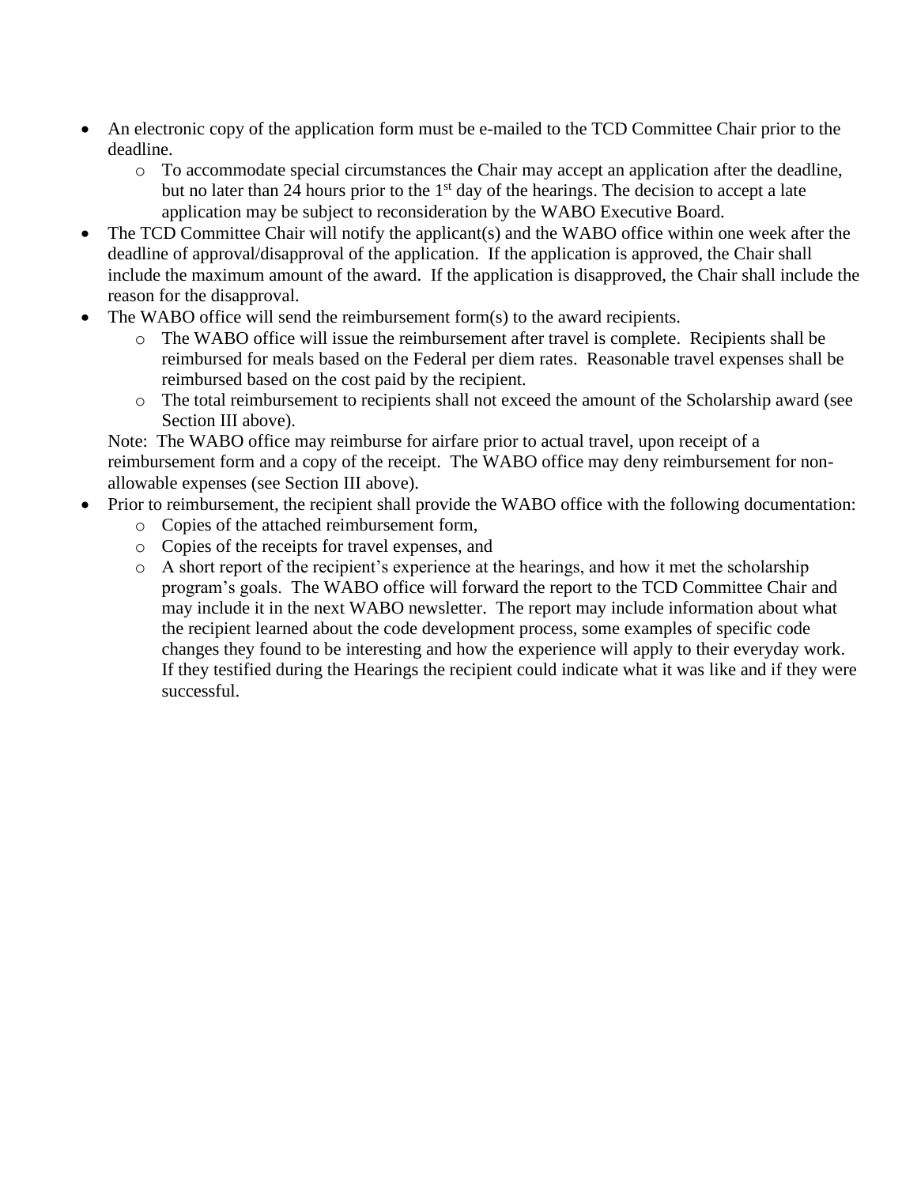- An electronic copy of the application form must be e-mailed to the TCD Committee Chair prior to the deadline.
  - To accommodate special circumstances the Chair may accept an application after the deadline, but no later than 24 hours prior to the 1st day of the hearings. The decision to accept a late application may be subject to reconsideration by the WABO Executive Board.
- The TCD Committee Chair will notify the applicant(s) and the WABO office within one week after the deadline of approval/disapproval of the application. If the application is approved, the Chair shall include the maximum amount of the award. If the application is disapproved, the Chair shall include the reason for the disapproval.
- The WABO office will send the reimbursement form(s) to the award recipients.
  - The WABO office will issue the reimbursement after travel is complete. Recipients shall be reimbursed for meals based on the Federal per diem rates. Reasonable travel expenses shall be reimbursed based on the cost paid by the recipient.
  - The total reimbursement to recipients shall not exceed the amount of the Scholarship award (see Section III above).

  Note: The WABO office may reimburse for airfare prior to actual travel, upon receipt of a reimbursement form and a copy of the receipt. The WABO office may deny reimbursement for non-allowable expenses (see Section III above).
- Prior to reimbursement, the recipient shall provide the WABO office with the following documentation:
  - Copies of the attached reimbursement form,
  - Copies of the receipts for travel expenses, and
  - A short report of the recipient's experience at the hearings, and how it met the scholarship program's goals. The WABO office will forward the report to the TCD Committee Chair and may include it in the next WABO newsletter. The report may include information about what the recipient learned about the code development process, some examples of specific code changes they found to be interesting and how the experience will apply to their everyday work. If they testified during the Hearings the recipient could indicate what it was like and if they were successful.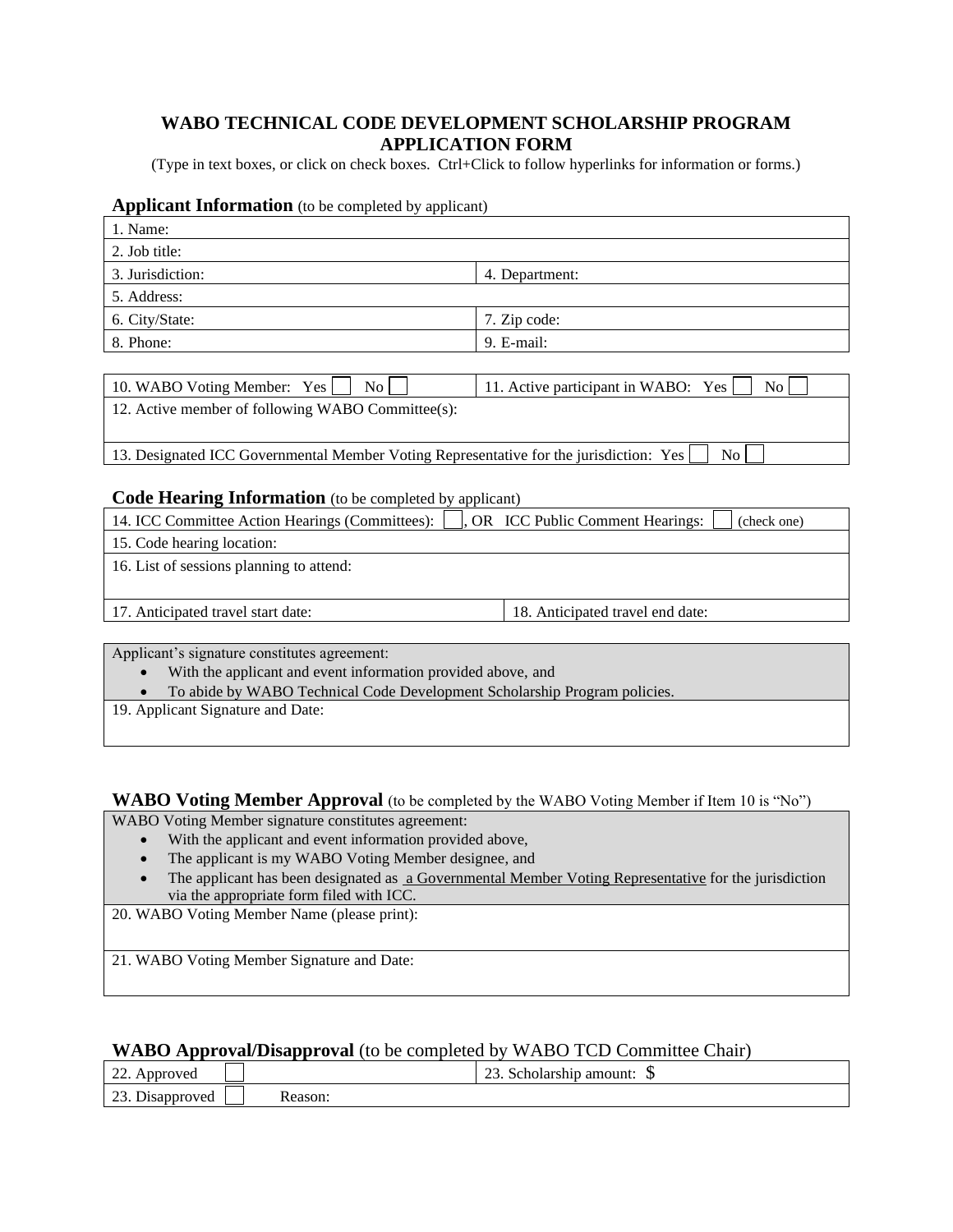# WABO TECHNICAL CODE DEVELOPMENT SCHOLARSHIP PROGRAM APPLICATION FORM

(Type in text boxes, or click on check boxes. Ctrl+Click to follow hyperlinks for information or forms.)

## Applicant Information (to be completed by applicant)

| | |
|---|---|
| 1. Name: | |
| 2. Job title: | |
| 3. Jurisdiction: | 4. Department: |
| 5. Address: | |
| 6. City/State: | 7. Zip code: |
| 8. Phone: | 9. E-mail: |

| | |
|---|---|
| 10. WABO Voting Member: Yes ☐ No ☐ | 11. Active participant in WABO: Yes ☐ No ☐ |
| 12. Active member of following WABO Committee(s): | |
| 13. Designated ICC Governmental Member Voting Representative for the jurisdiction: Yes ☐ No ☐ | |

## Code Hearing Information (to be completed by applicant)

| | |
|---|---|
| 14. ICC Committee Action Hearings (Committees): ☐, OR ICC Public Comment Hearings: ☐ (check one) | |
| 15. Code hearing location: | |
| 16. List of sessions planning to attend: | |
| 17. Anticipated travel start date: | 18. Anticipated travel end date: |

Applicant's signature constitutes agreement:

- With the applicant and event information provided above, and
- To abide by WABO Technical Code Development Scholarship Program policies.

19. Applicant Signature and Date:

## WABO Voting Member Approval (to be completed by the WABO Voting Member if Item 10 is "No")

WABO Voting Member signature constitutes agreement:

- With the applicant and event information provided above,
- The applicant is my WABO Voting Member designee, and
- The applicant has been designated as a Governmental Member Voting Representative for the jurisdiction via the appropriate form filed with ICC.

20. WABO Voting Member Name (please print):

21. WABO Voting Member Signature and Date:

## WABO Approval/Disapproval (to be completed by WABO TCD Committee Chair)

| | |
|---|---|
| 22. Approved ☐ | 23. Scholarship amount: $ |
| 23. Disapproved ☐ Reason: | |